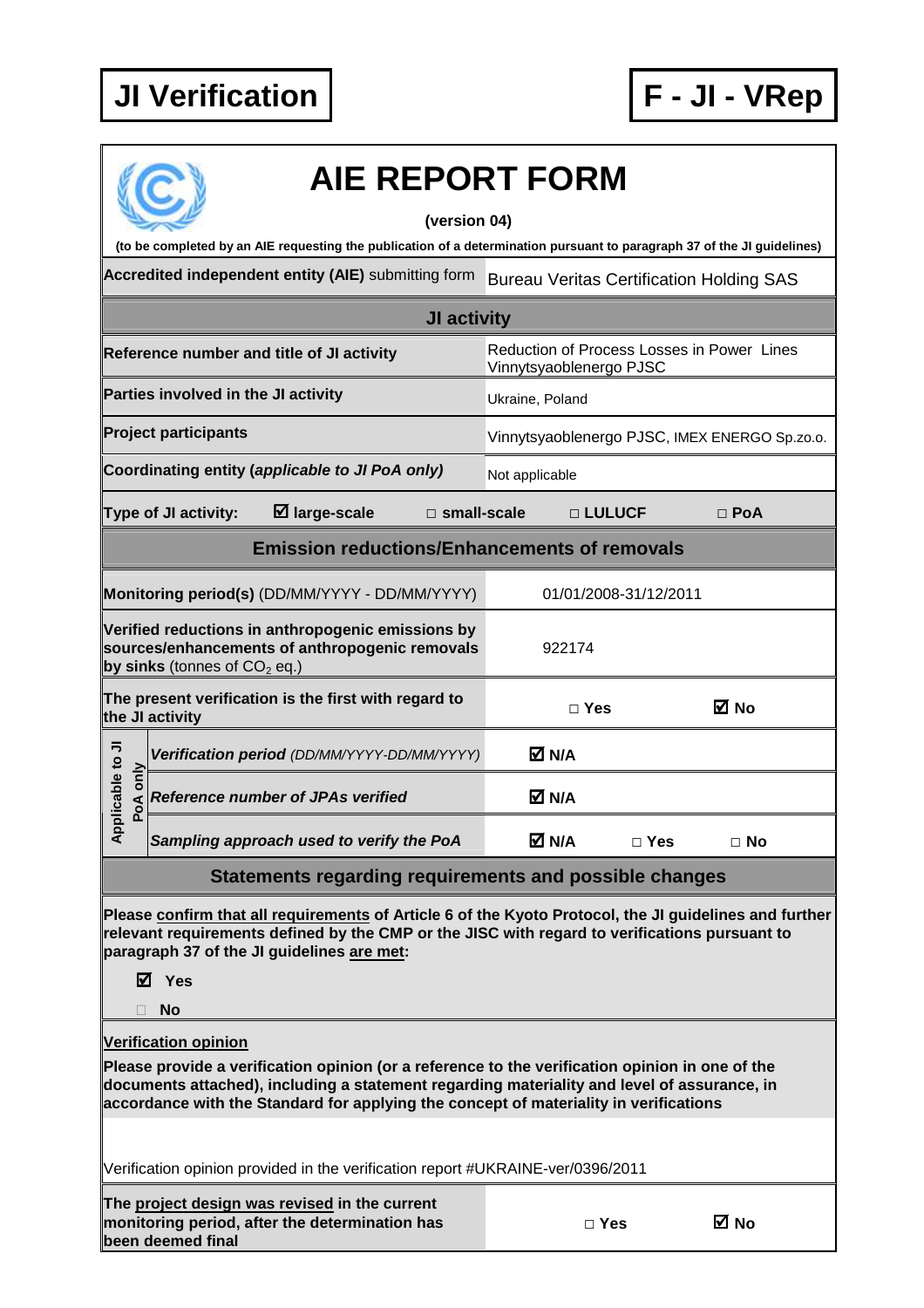**JI Verification** | **F - JI - VRep**

# AIE REPORT FORM

**(version 04)**

**(to be completed by an AIE requesting the publication of a determination pursuant to paragraph 37 of the JI guidelines)**

| | |
|---|---|
| **Accredited independent entity (AIE)** submitting form | Bureau Veritas Certification Holding SAS |
| **JI activity** | |
| **Reference number and title of JI activity** | Reduction of Process Losses in Power Lines Vinnytsyaoblenergo PJSC |
| **Parties involved in the JI activity** | Ukraine, Poland |
| **Project participants** | Vinnytsyaoblenergo PJSC, IMEX ENERGO Sp.zo.o. |
| **Coordinating entity (*applicable to JI PoA only*)** | Not applicable |
| **Type of JI activity:** ☑ **large-scale** □ **small-scale** □ **LULUCF** □ **PoA** | |
| **Emission reductions/Enhancements of removals** | |
| **Monitoring period(s)** (DD/MM/YYYY - DD/MM/YYYY) | 01/01/2008-31/12/2011 |
| **Verified reductions in anthropogenic emissions by sources/enhancements of anthropogenic removals by sinks** (tonnes of $CO_2$ eq.) | 922174 |
| **The present verification is the first with regard to the JI activity** | □ Yes ☑ No |
| *Applicable to JI PoA only*: ***Verification period*** *(DD/MM/YYYY-DD/MM/YYYY)* | ☑ N/A |
| *Applicable to JI PoA only*: ***Reference number of JPAs verified*** | ☑ N/A |
| *Applicable to JI PoA only*: ***Sampling approach used to verify the PoA*** | ☑ N/A □ Yes □ No |

## Statements regarding requirements and possible changes

**Please confirm that all requirements of Article 6 of the Kyoto Protocol, the JI guidelines and further relevant requirements defined by the CMP or the JISC with regard to verifications pursuant to paragraph 37 of the JI guidelines are met:**

☑ **Yes**

□ **No**

**Verification opinion**

**Please provide a verification opinion (or a reference to the verification opinion in one of the documents attached), including a statement regarding materiality and level of assurance, in accordance with the Standard for applying the concept of materiality in verifications**

Verification opinion provided in the verification report #UKRAINE-ver/0396/2011

| | |
|---|---|
| **The project design was revised in the current monitoring period, after the determination has been deemed final** | □ Yes ☑ No |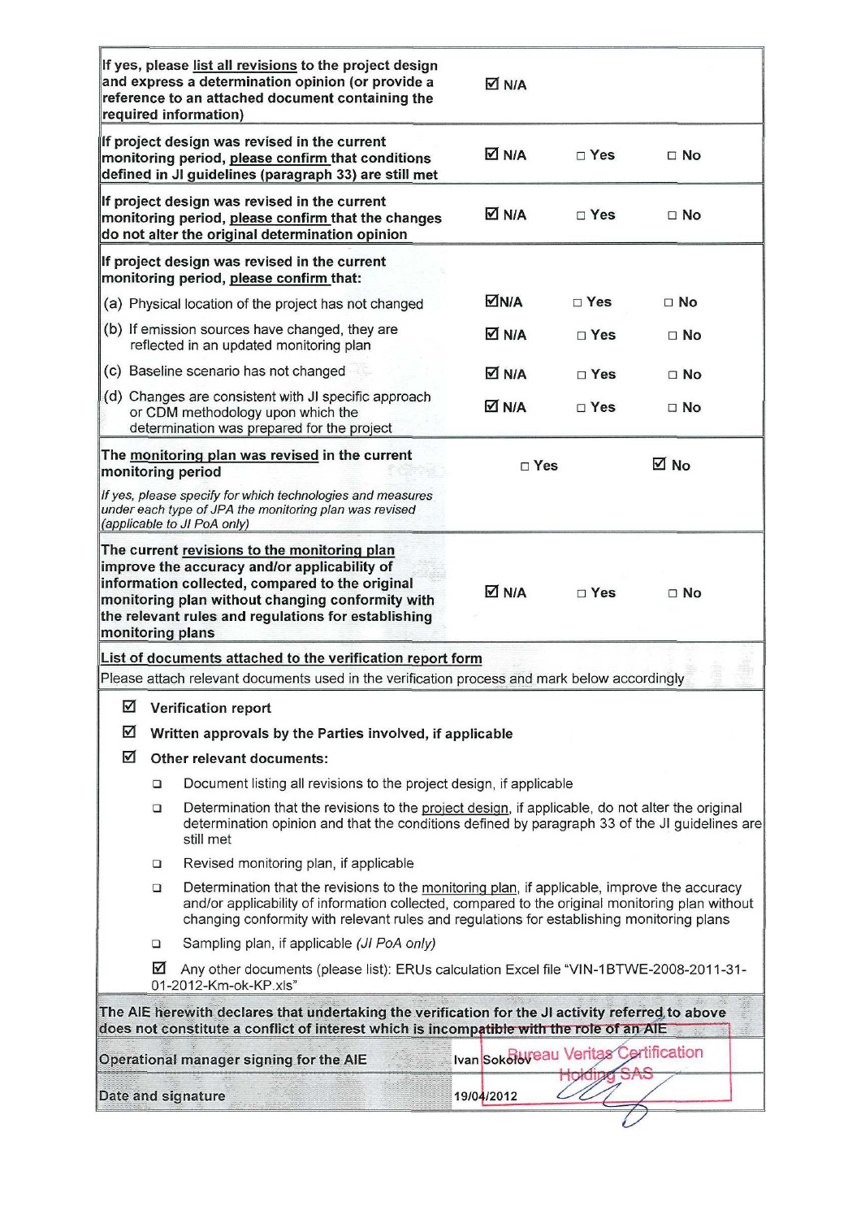| | | | |
|---|---|---|---|
| If yes, please list all revisions to the project design and express a determination opinion (or provide a reference to an attached document containing the required information) | ☑ N/A | | |
| If project design was revised in the current monitoring period, please confirm that conditions defined in JI guidelines (paragraph 33) are still met | ☑ N/A | ☐ Yes | ☐ No |
| If project design was revised in the current monitoring period, please confirm that the changes do not alter the original determination opinion | ☑ N/A | ☐ Yes | ☐ No |
| If project design was revised in the current monitoring period, please confirm that: | | | |
| (a) Physical location of the project has not changed | ☑N/A | ☐ Yes | ☐ No |
| (b) If emission sources have changed, they are reflected in an updated monitoring plan | ☑ N/A | ☐ Yes | ☐ No |
| (c) Baseline scenario has not changed | ☑ N/A | ☐ Yes | ☐ No |
| (d) Changes are consistent with JI specific approach or CDM methodology upon which the determination was prepared for the project | ☑ N/A | ☐ Yes | ☐ No |
| The monitoring plan was revised in the current monitoring period<br>*If yes, please specify for which technologies and measures under each type of JPA the monitoring plan was revised (applicable to JI PoA only)* | | ☐ Yes | ☑ No |
| The current revisions to the monitoring plan improve the accuracy and/or applicability of information collected, compared to the original monitoring plan without changing conformity with the relevant rules and regulations for establishing monitoring plans | ☑ N/A | ☐ Yes | ☐ No |

**List of documents attached to the verification report form**

Please attach relevant documents used in the verification process and mark below accordingly

- ☑ **Verification report**
- ☑ **Written approvals by the Parties involved, if applicable**
- ☑ **Other relevant documents:**
  - ☐ Document listing all revisions to the project design, if applicable
  - ☐ Determination that the revisions to the project design, if applicable, do not alter the original determination opinion and that the conditions defined by paragraph 33 of the JI guidelines are still met
  - ☐ Revised monitoring plan, if applicable
  - ☐ Determination that the revisions to the monitoring plan, if applicable, improve the accuracy and/or applicability of information collected, compared to the original monitoring plan without changing conformity with relevant rules and regulations for establishing monitoring plans
  - ☐ Sampling plan, if applicable *(JI PoA only)*
  - ☑ Any other documents (please list): ERUs calculation Excel file "VIN-1BTWE-2008-2011-31-01-2012-Km-ok-KP.xls"

**The AIE herewith declares that undertaking the verification for the JI activity referred to above does not constitute a conflict of interest which is incompatible with the role of an AIE**

| | |
|---|---|
| Operational manager signing for the AIE | Ivan Sokolov |
| Date and signature | 19/04/2012 |

Bureau Veritas Certification Holding SAS